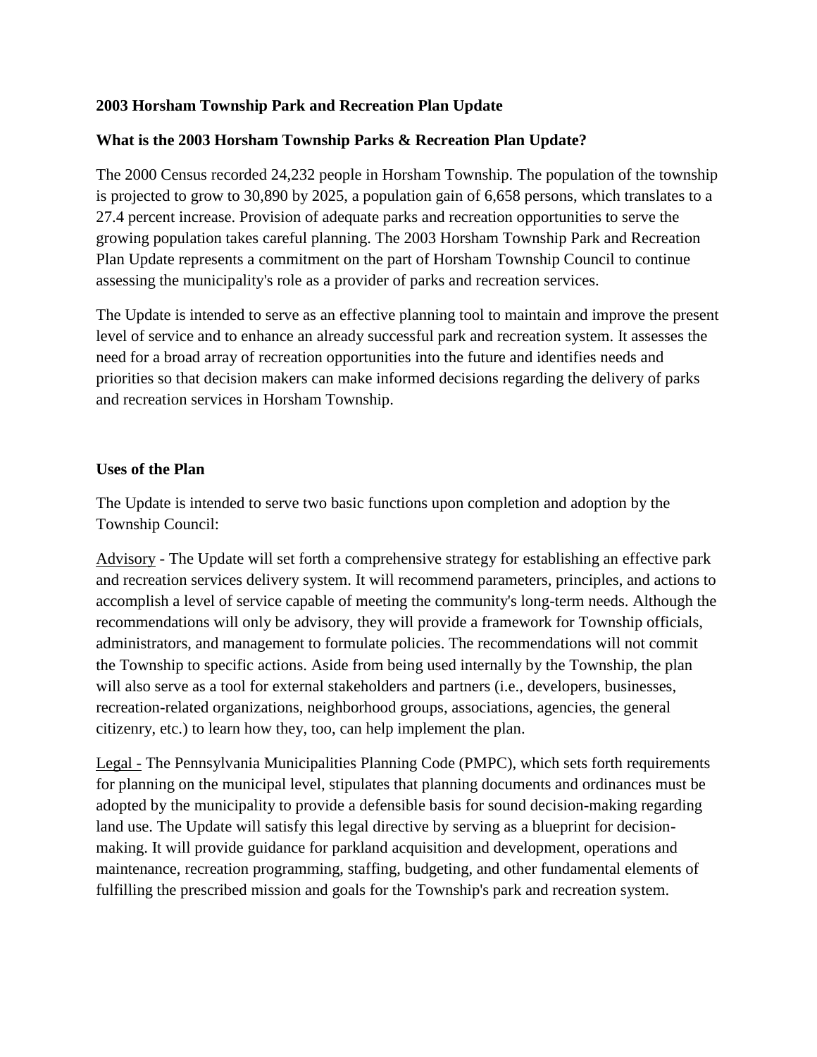# 2003 Horsham Township Park and Recreation Plan Update

## What is the 2003 Horsham Township Parks & Recreation Plan Update?

The 2000 Census recorded 24,232 people in Horsham Township. The population of the township is projected to grow to 30,890 by 2025, a population gain of 6,658 persons, which translates to a 27.4 percent increase. Provision of adequate parks and recreation opportunities to serve the growing population takes careful planning. The 2003 Horsham Township Park and Recreation Plan Update represents a commitment on the part of Horsham Township Council to continue assessing the municipality's role as a provider of parks and recreation services.

The Update is intended to serve as an effective planning tool to maintain and improve the present level of service and to enhance an already successful park and recreation system. It assesses the need for a broad array of recreation opportunities into the future and identifies needs and priorities so that decision makers can make informed decisions regarding the delivery of parks and recreation services in Horsham Township.

## Uses of the Plan

The Update is intended to serve two basic functions upon completion and adoption by the Township Council:

Advisory - The Update will set forth a comprehensive strategy for establishing an effective park and recreation services delivery system. It will recommend parameters, principles, and actions to accomplish a level of service capable of meeting the community's long-term needs. Although the recommendations will only be advisory, they will provide a framework for Township officials, administrators, and management to formulate policies. The recommendations will not commit the Township to specific actions. Aside from being used internally by the Township, the plan will also serve as a tool for external stakeholders and partners (i.e., developers, businesses, recreation-related organizations, neighborhood groups, associations, agencies, the general citizenry, etc.) to learn how they, too, can help implement the plan.

Legal - The Pennsylvania Municipalities Planning Code (PMPC), which sets forth requirements for planning on the municipal level, stipulates that planning documents and ordinances must be adopted by the municipality to provide a defensible basis for sound decision-making regarding land use. The Update will satisfy this legal directive by serving as a blueprint for decision-making. It will provide guidance for parkland acquisition and development, operations and maintenance, recreation programming, staffing, budgeting, and other fundamental elements of fulfilling the prescribed mission and goals for the Township's park and recreation system.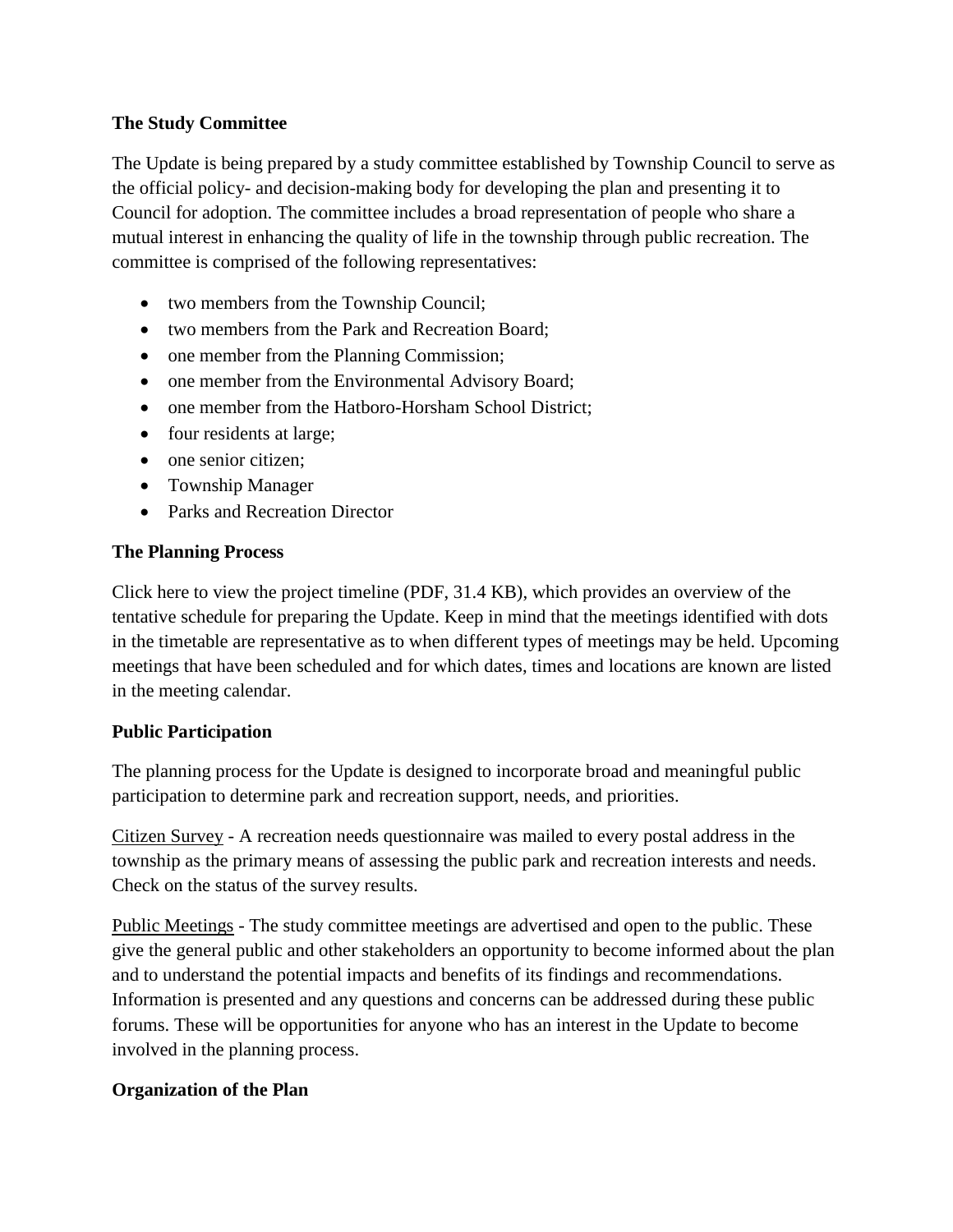**The Study Committee**

The Update is being prepared by a study committee established by Township Council to serve as the official policy- and decision-making body for developing the plan and presenting it to Council for adoption. The committee includes a broad representation of people who share a mutual interest in enhancing the quality of life in the township through public recreation. The committee is comprised of the following representatives:

- two members from the Township Council;
- two members from the Park and Recreation Board;
- one member from the Planning Commission;
- one member from the Environmental Advisory Board;
- one member from the Hatboro-Horsham School District;
- four residents at large;
- one senior citizen;
- Township Manager
- Parks and Recreation Director

**The Planning Process**

Click here to view the project timeline (PDF, 31.4 KB), which provides an overview of the tentative schedule for preparing the Update. Keep in mind that the meetings identified with dots in the timetable are representative as to when different types of meetings may be held. Upcoming meetings that have been scheduled and for which dates, times and locations are known are listed in the meeting calendar.

**Public Participation**

The planning process for the Update is designed to incorporate broad and meaningful public participation to determine park and recreation support, needs, and priorities.

Citizen Survey - A recreation needs questionnaire was mailed to every postal address in the township as the primary means of assessing the public park and recreation interests and needs. Check on the status of the survey results.

Public Meetings - The study committee meetings are advertised and open to the public. These give the general public and other stakeholders an opportunity to become informed about the plan and to understand the potential impacts and benefits of its findings and recommendations. Information is presented and any questions and concerns can be addressed during these public forums. These will be opportunities for anyone who has an interest in the Update to become involved in the planning process.

**Organization of the Plan**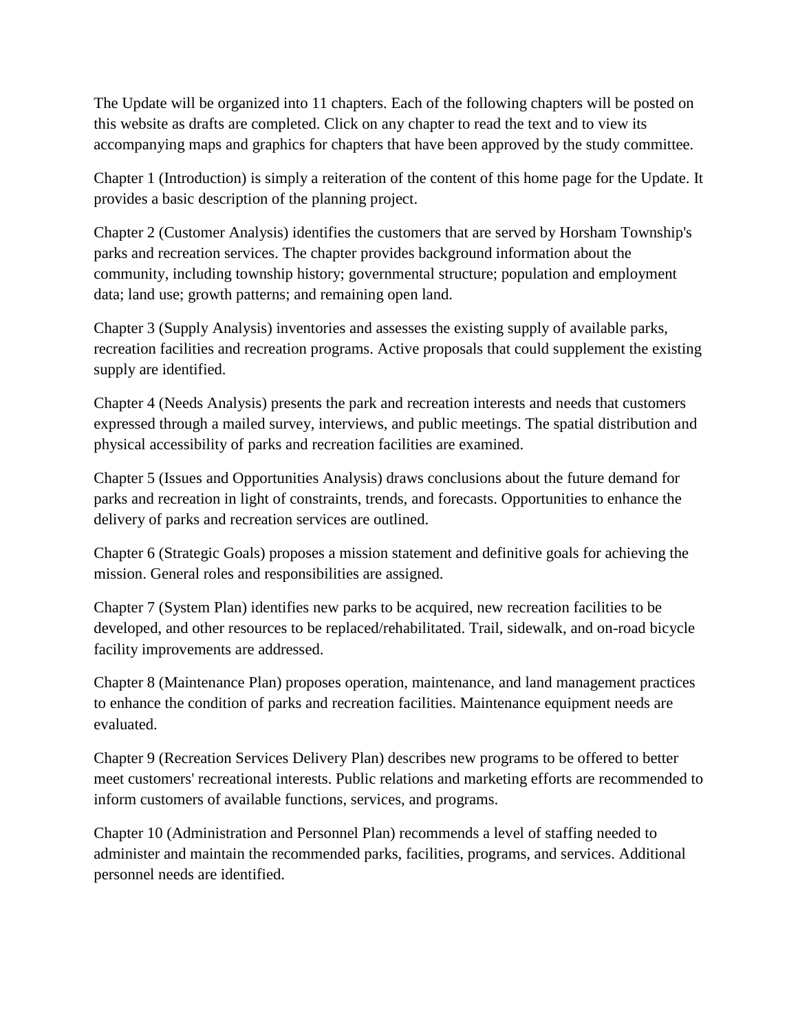The Update will be organized into 11 chapters. Each of the following chapters will be posted on this website as drafts are completed. Click on any chapter to read the text and to view its accompanying maps and graphics for chapters that have been approved by the study committee.

Chapter 1 (Introduction) is simply a reiteration of the content of this home page for the Update. It provides a basic description of the planning project.

Chapter 2 (Customer Analysis) identifies the customers that are served by Horsham Township's parks and recreation services. The chapter provides background information about the community, including township history; governmental structure; population and employment data; land use; growth patterns; and remaining open land.

Chapter 3 (Supply Analysis) inventories and assesses the existing supply of available parks, recreation facilities and recreation programs. Active proposals that could supplement the existing supply are identified.

Chapter 4 (Needs Analysis) presents the park and recreation interests and needs that customers expressed through a mailed survey, interviews, and public meetings. The spatial distribution and physical accessibility of parks and recreation facilities are examined.

Chapter 5 (Issues and Opportunities Analysis) draws conclusions about the future demand for parks and recreation in light of constraints, trends, and forecasts. Opportunities to enhance the delivery of parks and recreation services are outlined.

Chapter 6 (Strategic Goals) proposes a mission statement and definitive goals for achieving the mission. General roles and responsibilities are assigned.

Chapter 7 (System Plan) identifies new parks to be acquired, new recreation facilities to be developed, and other resources to be replaced/rehabilitated. Trail, sidewalk, and on-road bicycle facility improvements are addressed.

Chapter 8 (Maintenance Plan) proposes operation, maintenance, and land management practices to enhance the condition of parks and recreation facilities. Maintenance equipment needs are evaluated.

Chapter 9 (Recreation Services Delivery Plan) describes new programs to be offered to better meet customers' recreational interests. Public relations and marketing efforts are recommended to inform customers of available functions, services, and programs.

Chapter 10 (Administration and Personnel Plan) recommends a level of staffing needed to administer and maintain the recommended parks, facilities, programs, and services. Additional personnel needs are identified.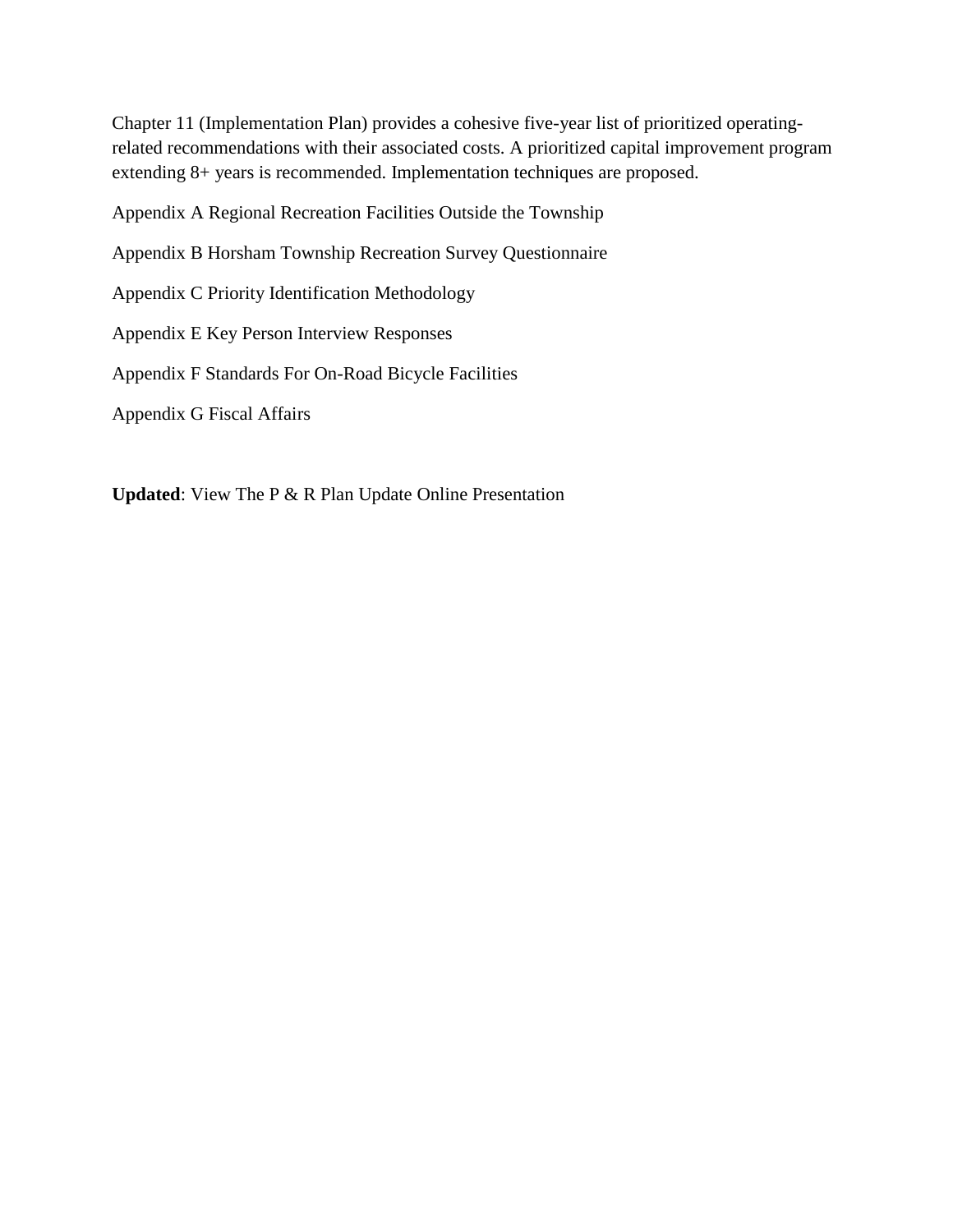Chapter 11 (Implementation Plan) provides a cohesive five-year list of prioritized operating-related recommendations with their associated costs. A prioritized capital improvement program extending 8+ years is recommended. Implementation techniques are proposed.

Appendix A Regional Recreation Facilities Outside the Township

Appendix B Horsham Township Recreation Survey Questionnaire

Appendix C Priority Identification Methodology

Appendix E Key Person Interview Responses

Appendix F Standards For On-Road Bicycle Facilities

Appendix G Fiscal Affairs

**Updated**: View The P & R Plan Update Online Presentation